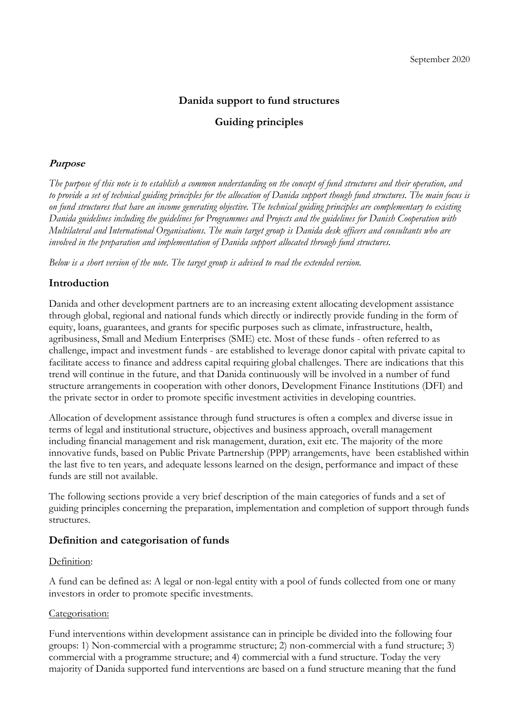September 2020

## Danida support to fund structures

## Guiding principles

### ***Purpose***

*The purpose of this note is to establish a common understanding on the concept of fund structures and their operation, and to provide a set of technical guiding principles for the allocation of Danida support though fund structures. The main focus is on fund structures that have an income generating objective. The technical guiding principles are complementary to existing Danida guidelines including the guidelines for Programmes and Projects and the guidelines for Danish Cooperation with Multilateral and International Organisations. The main target group is Danida desk officers and consultants who are involved in the preparation and implementation of Danida support allocated through fund structures.*

*Below is a short version of the note. The target group is advised to read the extended version.*

### Introduction

Danida and other development partners are to an increasing extent allocating development assistance through global, regional and national funds which directly or indirectly provide funding in the form of equity, loans, guarantees, and grants for specific purposes such as climate, infrastructure, health, agribusiness, Small and Medium Enterprises (SME) etc. Most of these funds - often referred to as challenge, impact and investment funds - are established to leverage donor capital with private capital to facilitate access to finance and address capital requiring global challenges. There are indications that this trend will continue in the future, and that Danida continuously will be involved in a number of fund structure arrangements in cooperation with other donors, Development Finance Institutions (DFI) and the private sector in order to promote specific investment activities in developing countries.

Allocation of development assistance through fund structures is often a complex and diverse issue in terms of legal and institutional structure, objectives and business approach, overall management including financial management and risk management, duration, exit etc. The majority of the more innovative funds, based on Public Private Partnership (PPP) arrangements, have been established within the last five to ten years, and adequate lessons learned on the design, performance and impact of these funds are still not available.

The following sections provide a very brief description of the main categories of funds and a set of guiding principles concerning the preparation, implementation and completion of support through funds structures.

### Definition and categorisation of funds

Definition:

A fund can be defined as: A legal or non-legal entity with a pool of funds collected from one or many investors in order to promote specific investments.

Categorisation:

Fund interventions within development assistance can in principle be divided into the following four groups: 1) Non-commercial with a programme structure; 2) non-commercial with a fund structure; 3) commercial with a programme structure; and 4) commercial with a fund structure. Today the very majority of Danida supported fund interventions are based on a fund structure meaning that the fund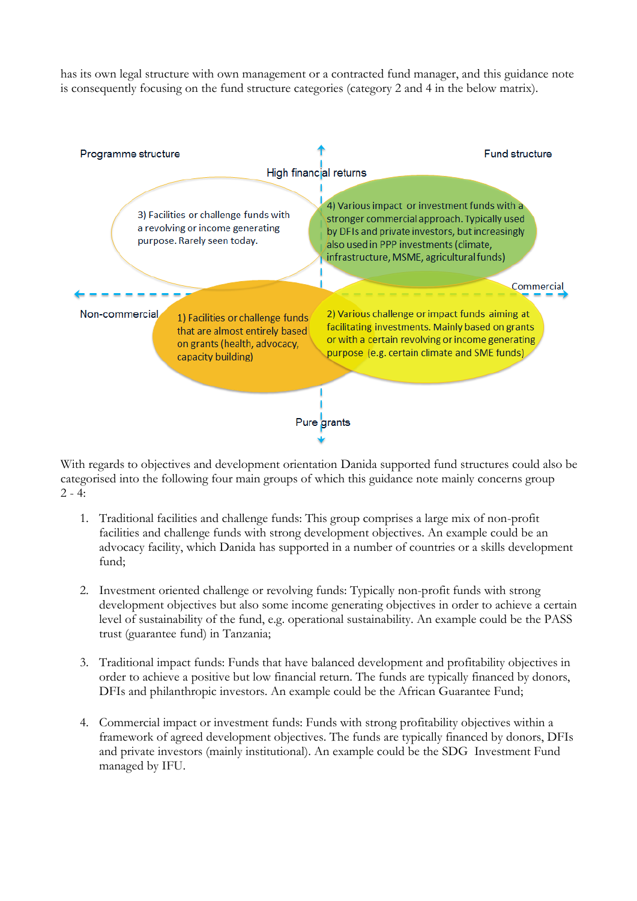has its own legal structure with own management or a contracted fund manager, and this guidance note is consequently focusing on the fund structure categories (category 2 and 4 in the below matrix).

Programme structure

Fund structure

High financial returns

3) Facilities or challenge funds with a revolving or income generating purpose. Rarely seen today.

4) Various impact or investment funds with a stronger commercial approach. Typically used by DFIs and private investors, but increasingly also used in PPP investments (climate, infrastructure, MSME, agricultural funds)

Commercial

Non-commercial

1) Facilities or challenge funds that are almost entirely based on grants (health, advocacy, capacity building)

2) Various challenge or impact funds aiming at facilitating investments. Mainly based on grants or with a certain revolving or income generating purpose (e.g. certain climate and SME funds)

Pure grants

With regards to objectives and development orientation Danida supported fund structures could also be categorised into the following four main groups of which this guidance note mainly concerns group 2 - 4:

1. Traditional facilities and challenge funds: This group comprises a large mix of non-profit facilities and challenge funds with strong development objectives. An example could be an advocacy facility, which Danida has supported in a number of countries or a skills development fund;

2. Investment oriented challenge or revolving funds: Typically non-profit funds with strong development objectives but also some income generating objectives in order to achieve a certain level of sustainability of the fund, e.g. operational sustainability. An example could be the PASS trust (guarantee fund) in Tanzania;

3. Traditional impact funds: Funds that have balanced development and profitability objectives in order to achieve a positive but low financial return. The funds are typically financed by donors, DFIs and philanthropic investors. An example could be the African Guarantee Fund;

4. Commercial impact or investment funds: Funds with strong profitability objectives within a framework of agreed development objectives. The funds are typically financed by donors, DFIs and private investors (mainly institutional). An example could be the SDG Investment Fund managed by IFU.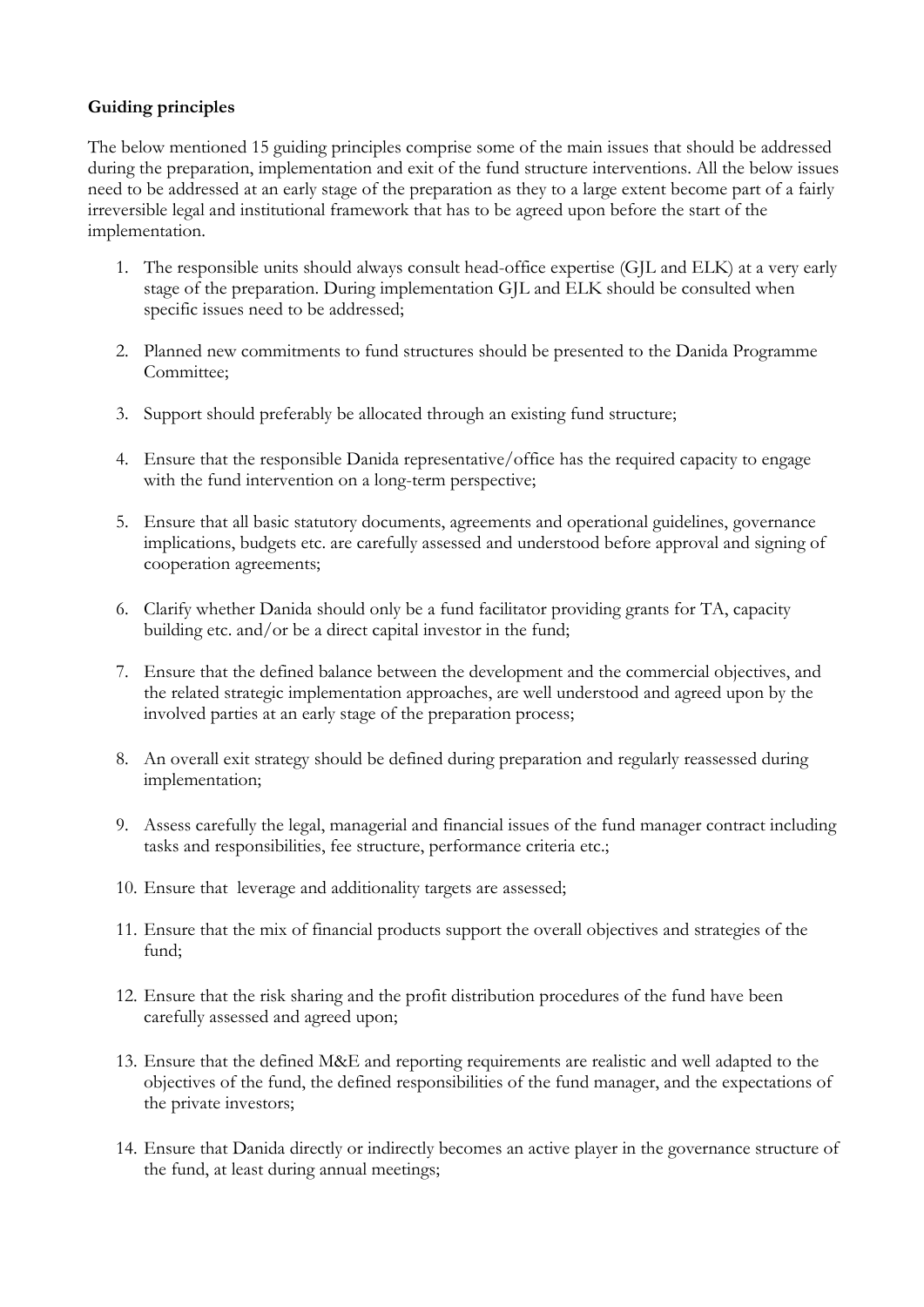**Guiding principles**

The below mentioned 15 guiding principles comprise some of the main issues that should be addressed during the preparation, implementation and exit of the fund structure interventions. All the below issues need to be addressed at an early stage of the preparation as they to a large extent become part of a fairly irreversible legal and institutional framework that has to be agreed upon before the start of the implementation.

1. The responsible units should always consult head-office expertise (GJL and ELK) at a very early stage of the preparation. During implementation GJL and ELK should be consulted when specific issues need to be addressed;

2. Planned new commitments to fund structures should be presented to the Danida Programme Committee;

3. Support should preferably be allocated through an existing fund structure;

4. Ensure that the responsible Danida representative/office has the required capacity to engage with the fund intervention on a long-term perspective;

5. Ensure that all basic statutory documents, agreements and operational guidelines, governance implications, budgets etc. are carefully assessed and understood before approval and signing of cooperation agreements;

6. Clarify whether Danida should only be a fund facilitator providing grants for TA, capacity building etc. and/or be a direct capital investor in the fund;

7. Ensure that the defined balance between the development and the commercial objectives, and the related strategic implementation approaches, are well understood and agreed upon by the involved parties at an early stage of the preparation process;

8. An overall exit strategy should be defined during preparation and regularly reassessed during implementation;

9. Assess carefully the legal, managerial and financial issues of the fund manager contract including tasks and responsibilities, fee structure, performance criteria etc.;

10. Ensure that leverage and additionality targets are assessed;

11. Ensure that the mix of financial products support the overall objectives and strategies of the fund;

12. Ensure that the risk sharing and the profit distribution procedures of the fund have been carefully assessed and agreed upon;

13. Ensure that the defined M&E and reporting requirements are realistic and well adapted to the objectives of the fund, the defined responsibilities of the fund manager, and the expectations of the private investors;

14. Ensure that Danida directly or indirectly becomes an active player in the governance structure of the fund, at least during annual meetings;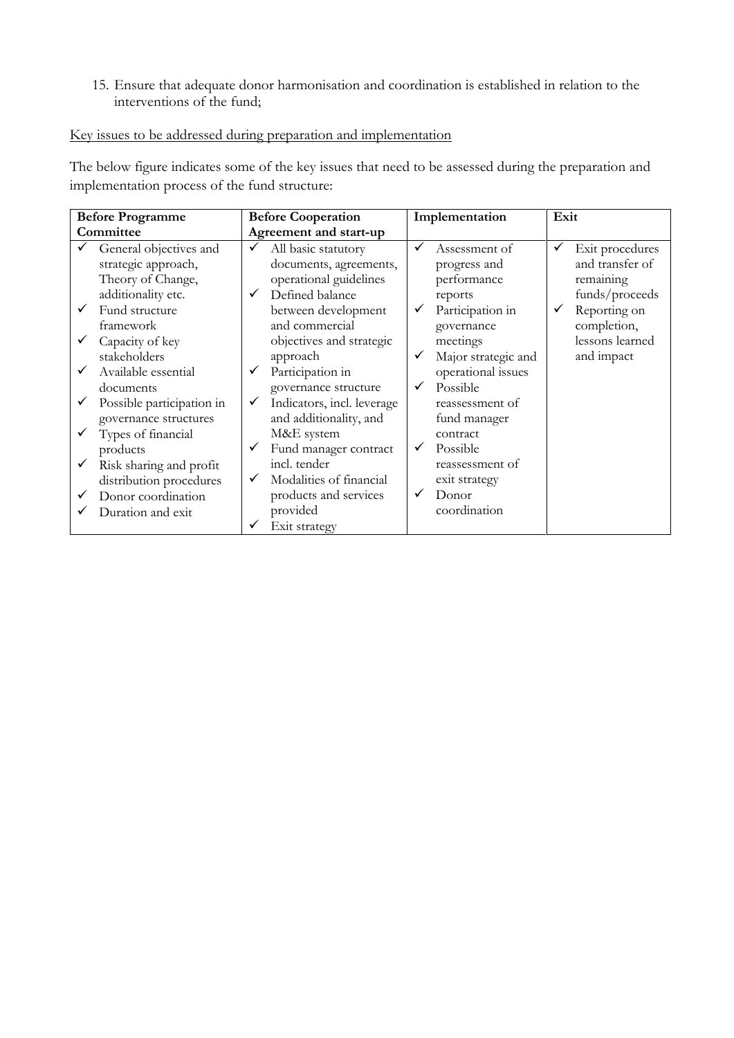15. Ensure that adequate donor harmonisation and coordination is established in relation to the interventions of the fund;

<u>Key issues to be addressed during preparation and implementation</u>

The below figure indicates some of the key issues that need to be assessed during the preparation and implementation process of the fund structure:

| **Before Programme Committee** | **Before Cooperation Agreement and start-up** | **Implementation** | **Exit** |
|---|---|---|---|
| ✓ General objectives and strategic approach, Theory of Change, additionality etc.<br>✓ Fund structure framework<br>✓ Capacity of key stakeholders<br>✓ Available essential documents<br>✓ Possible participation in governance structures<br>✓ Types of financial products<br>✓ Risk sharing and profit distribution procedures<br>✓ Donor coordination<br>✓ Duration and exit | ✓ All basic statutory documents, agreements, operational guidelines<br>✓ Defined balance between development and commercial objectives and strategic approach<br>✓ Participation in governance structure<br>✓ Indicators, incl. leverage and additionality, and M&E system<br>✓ Fund manager contract incl. tender<br>✓ Modalities of financial products and services provided<br>✓ Exit strategy | ✓ Assessment of progress and performance reports<br>✓ Participation in governance meetings<br>✓ Major strategic and operational issues<br>✓ Possible reassessment of fund manager contract<br>✓ Possible reassessment of exit strategy<br>✓ Donor coordination | ✓ Exit procedures and transfer of remaining funds/proceeds<br>✓ Reporting on completion, lessons learned and impact |